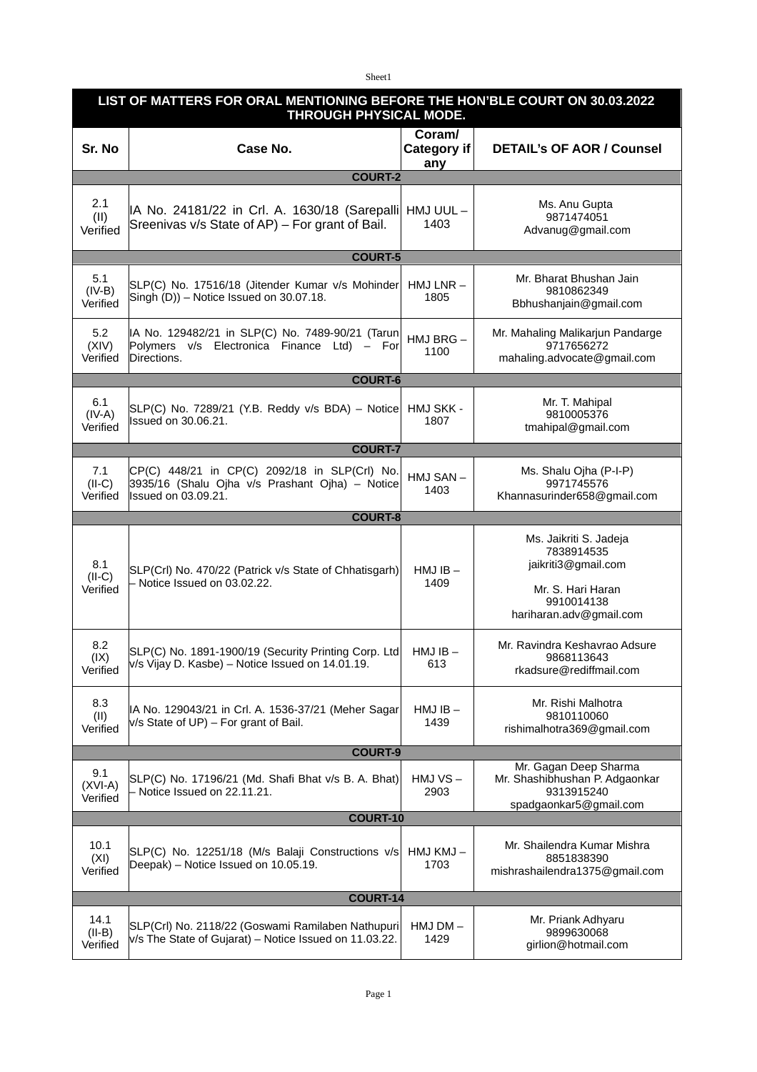# LIST OF MATTERS FOR ORAL MENTIONING BEFORE THE HON'BLE COURT ON 30.03.2022 THROUGH PHYSICAL MODE.

| Sr. No | Case No. | Coram/ Category if any | DETAIL's OF AOR / Counsel |
|---|---|---|---|
| **COURT-2** | | | |
| 2.1 (II) Verified | IA No. 24181/22 in Crl. A. 1630/18 (Sarepalli Sreenivas v/s State of AP) – For grant of Bail. | HMJ UUL – 1403 | Ms. Anu Gupta 9871474051 Advanug@gmail.com |
| **COURT-5** | | | |
| 5.1 (IV-B) Verified | SLP(C) No. 17516/18 (Jitender Kumar v/s Mohinder Singh (D)) – Notice Issued on 30.07.18. | HMJ LNR – 1805 | Mr. Bharat Bhushan Jain 9810862349 Bbhushanjain@gmail.com |
| 5.2 (XIV) Verified | IA No. 129482/21 in SLP(C) No. 7489-90/21 (Tarun Polymers v/s Electronica Finance Ltd) – For Directions. | HMJ BRG – 1100 | Mr. Mahaling Malikarjun Pandarge 9717656272 mahaling.advocate@gmail.com |
| **COURT-6** | | | |
| 6.1 (IV-A) Verified | SLP(C) No. 7289/21 (Y.B. Reddy v/s BDA) – Notice Issued on 30.06.21. | HMJ SKK - 1807 | Mr. T. Mahipal 9810005376 tmahipal@gmail.com |
| **COURT-7** | | | |
| 7.1 (II-C) Verified | CP(C) 448/21 in CP(C) 2092/18 in SLP(Crl) No. 3935/16 (Shalu Ojha v/s Prashant Ojha) – Notice Issued on 03.09.21. | HMJ SAN – 1403 | Ms. Shalu Ojha (P-I-P) 9971745576 Khannasurinder658@gmail.com |
| **COURT-8** | | | |
| 8.1 (II-C) Verified | SLP(Crl) No. 470/22 (Patrick v/s State of Chhatisgarh) – Notice Issued on 03.02.22. | HMJ IB – 1409 | Ms. Jaikriti S. Jadeja 7838914535 jaikriti3@gmail.com Mr. S. Hari Haran 9910014138 hariharan.adv@gmail.com |
| 8.2 (IX) Verified | SLP(C) No. 1891-1900/19 (Security Printing Corp. Ltd v/s Vijay D. Kasbe) – Notice Issued on 14.01.19. | HMJ IB – 613 | Mr. Ravindra Keshavrao Adsure 9868113643 rkadsure@rediffmail.com |
| 8.3 (II) Verified | IA No. 129043/21 in Crl. A. 1536-37/21 (Meher Sagar v/s State of UP) – For grant of Bail. | HMJ IB – 1439 | Mr. Rishi Malhotra 9810110060 rishimalhotra369@gmail.com |
| **COURT-9** | | | |
| 9.1 (XVI-A) Verified | SLP(C) No. 17196/21 (Md. Shafi Bhat v/s B. A. Bhat) – Notice Issued on 22.11.21. | HMJ VS – 2903 | Mr. Gagan Deep Sharma Mr. Shashibhushan P. Adgaonkar 9313915240 spadgaonkar5@gmail.com |
| **COURT-10** | | | |
| 10.1 (XI) Verified | SLP(C) No. 12251/18 (M/s Balaji Constructions v/s Deepak) – Notice Issued on 10.05.19. | HMJ KMJ – 1703 | Mr. Shailendra Kumar Mishra 8851838390 mishrashailendra1375@gmail.com |
| **COURT-14** | | | |
| 14.1 (II-B) Verified | SLP(Crl) No. 2118/22 (Goswami Ramilaben Nathupuri v/s The State of Gujarat) – Notice Issued on 11.03.22. | HMJ DM – 1429 | Mr. Priank Adhyaru 9899630068 girlion@hotmail.com |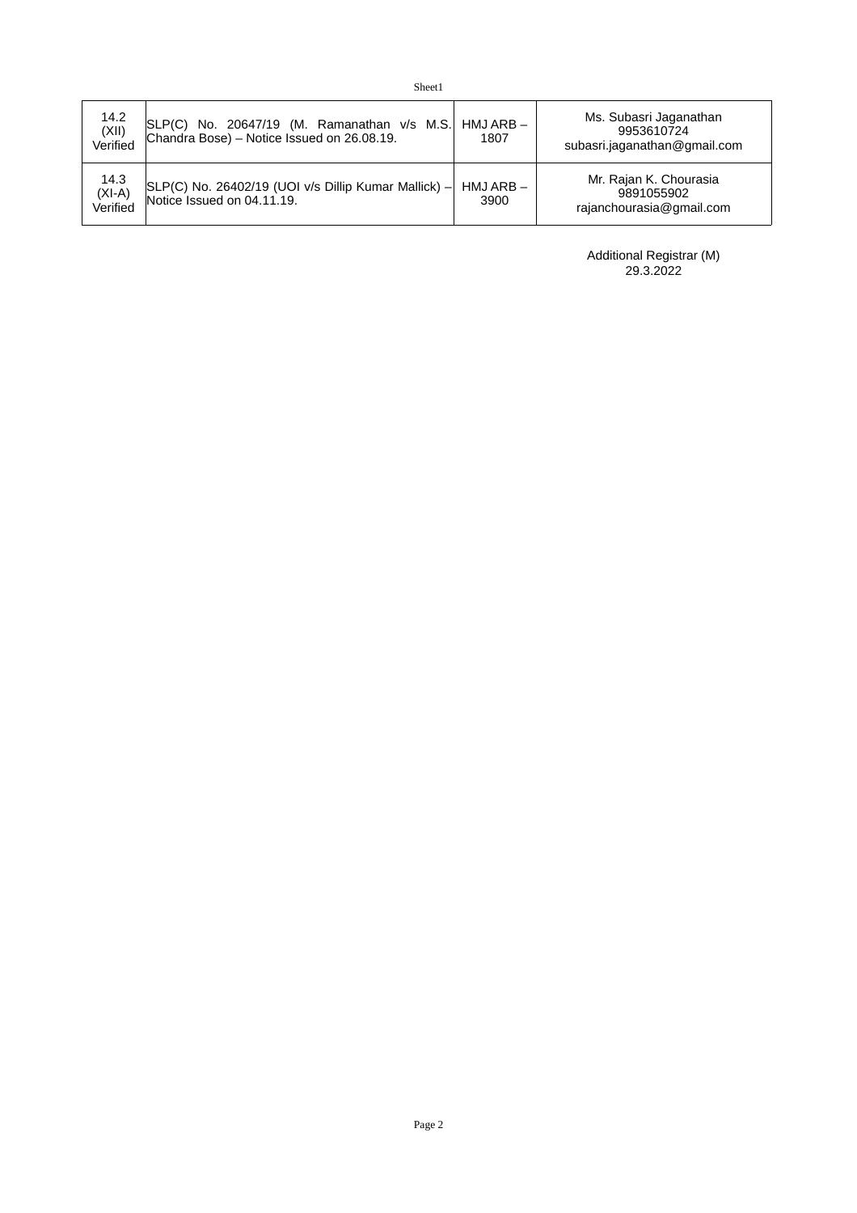| | | | |
|---|---|---|---|
| 14.2 (XII) Verified | SLP(C) No. 20647/19 (M. Ramanathan v/s M.S. Chandra Bose) – Notice Issued on 26.08.19. | HMJ ARB – 1807 | Ms. Subasri Jaganathan 9953610724 subasri.jaganathan@gmail.com |
| 14.3 (XI-A) Verified | SLP(C) No. 26402/19 (UOI v/s Dillip Kumar Mallick) – Notice Issued on 04.11.19. | HMJ ARB – 3900 | Mr. Rajan K. Chourasia 9891055902 rajanchourasia@gmail.com |

Additional Registrar (M)
29.3.2022